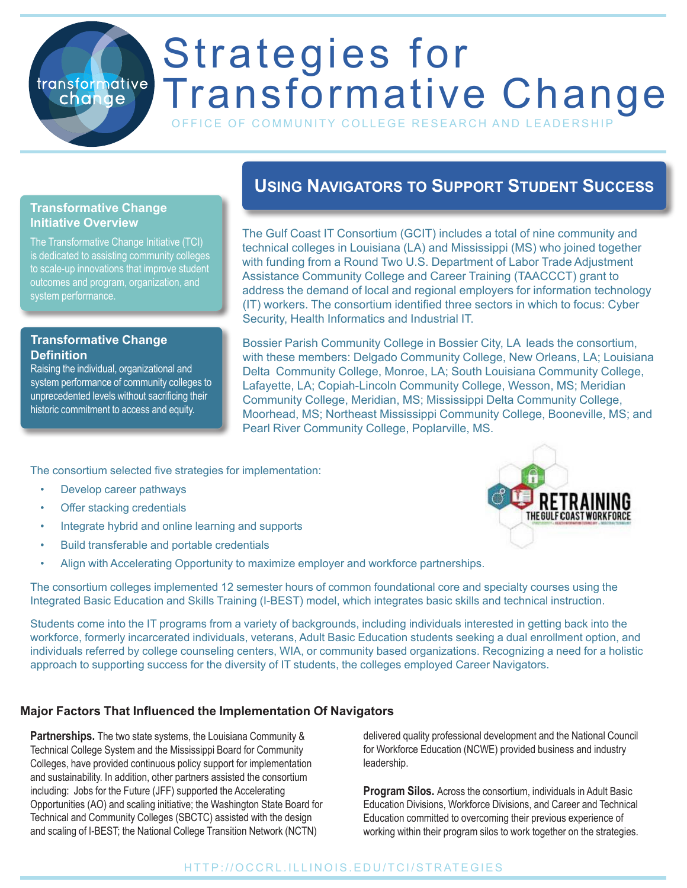# Strategies for Transformative Change

OFFICE OF COMMUNITY COLLEGE RESEARCH AND LEADERSHIP

## Using Navigators to Support Student Success

The Gulf Coast IT Consortium (GCIT) includes a total of nine community and technical colleges in Louisiana (LA) and Mississippi (MS) who joined together with funding from a Round Two U.S. Department of Labor Trade Adjustment Assistance Community College and Career Training (TAACCCT) grant to address the demand of local and regional employers for information technology (IT) workers. The consortium identified three sectors in which to focus: Cyber Security, Health Informatics and Industrial IT.

Bossier Parish Community College in Bossier City, LA leads the consortium, with these members: Delgado Community College, New Orleans, LA; Louisiana Delta Community College, Monroe, LA; South Louisiana Community College, Lafayette, LA; Copiah-Lincoln Community College, Wesson, MS; Meridian Community College, Meridian, MS; Mississippi Delta Community College, Moorhead, MS; Northeast Mississippi Community College, Booneville, MS; and Pearl River Community College, Poplarville, MS.

### Transformative Change Initiative Overview

The Transformative Change Initiative (TCI) is dedicated to assisting community colleges to scale-up innovations that improve student outcomes and program, organization, and system performance.

### Transformative Change Definition

Raising the individual, organizational and system performance of community colleges to unprecedented levels without sacrificing their historic commitment to access and equity.

The consortium selected five strategies for implementation:

- Develop career pathways
- Offer stacking credentials
- Integrate hybrid and online learning and supports
- Build transferable and portable credentials
- Align with Accelerating Opportunity to maximize employer and workforce partnerships.

The consortium colleges implemented 12 semester hours of common foundational core and specialty courses using the Integrated Basic Education and Skills Training (I-BEST) model, which integrates basic skills and technical instruction.

Students come into the IT programs from a variety of backgrounds, including individuals interested in getting back into the workforce, formerly incarcerated individuals, veterans, Adult Basic Education students seeking a dual enrollment option, and individuals referred by college counseling centers, WIA, or community based organizations. Recognizing a need for a holistic approach to supporting success for the diversity of IT students, the colleges employed Career Navigators.

### Major Factors That Influenced the Implementation Of Navigators

**Partnerships.** The two state systems, the Louisiana Community & Technical College System and the Mississippi Board for Community Colleges, have provided continuous policy support for implementation and sustainability. In addition, other partners assisted the consortium including: Jobs for the Future (JFF) supported the Accelerating Opportunities (AO) and scaling initiative; the Washington State Board for Technical and Community Colleges (SBCTC) assisted with the design and scaling of I-BEST; the National College Transition Network (NCTN) delivered quality professional development and the National Council for Workforce Education (NCWE) provided business and industry leadership.

**Program Silos.** Across the consortium, individuals in Adult Basic Education Divisions, Workforce Divisions, and Career and Technical Education committed to overcoming their previous experience of working within their program silos to work together on the strategies.

HTTP://OCCRL.ILLINOIS.EDU/TCI/STRATEGIES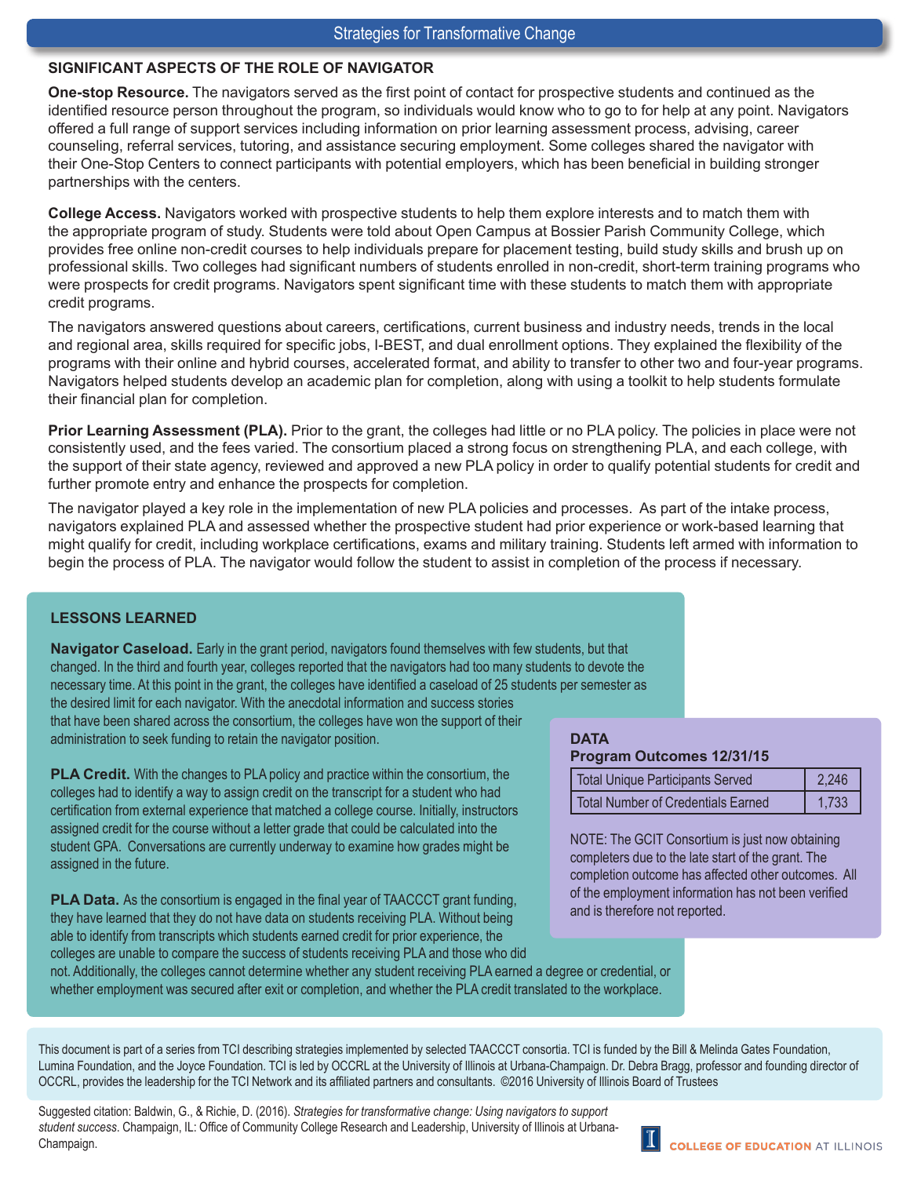## SIGNIFICANT ASPECTS OF THE ROLE OF NAVIGATOR

**One-stop Resource.** The navigators served as the first point of contact for prospective students and continued as the identified resource person throughout the program, so individuals would know who to go to for help at any point. Navigators offered a full range of support services including information on prior learning assessment process, advising, career counseling, referral services, tutoring, and assistance securing employment. Some colleges shared the navigator with their One-Stop Centers to connect participants with potential employers, which has been beneficial in building stronger partnerships with the centers.

**College Access.** Navigators worked with prospective students to help them explore interests and to match them with the appropriate program of study. Students were told about Open Campus at Bossier Parish Community College, which provides free online non-credit courses to help individuals prepare for placement testing, build study skills and brush up on professional skills. Two colleges had significant numbers of students enrolled in non-credit, short-term training programs who were prospects for credit programs. Navigators spent significant time with these students to match them with appropriate credit programs.

The navigators answered questions about careers, certifications, current business and industry needs, trends in the local and regional area, skills required for specific jobs, I-BEST, and dual enrollment options. They explained the flexibility of the programs with their online and hybrid courses, accelerated format, and ability to transfer to other two and four-year programs. Navigators helped students develop an academic plan for completion, along with using a toolkit to help students formulate their financial plan for completion.

**Prior Learning Assessment (PLA).** Prior to the grant, the colleges had little or no PLA policy. The policies in place were not consistently used, and the fees varied. The consortium placed a strong focus on strengthening PLA, and each college, with the support of their state agency, reviewed and approved a new PLA policy in order to qualify potential students for credit and further promote entry and enhance the prospects for completion.

The navigator played a key role in the implementation of new PLA policies and processes. As part of the intake process, navigators explained PLA and assessed whether the prospective student had prior experience or work-based learning that might qualify for credit, including workplace certifications, exams and military training. Students left armed with information to begin the process of PLA. The navigator would follow the student to assist in completion of the process if necessary.

## LESSONS LEARNED

**Navigator Caseload.** Early in the grant period, navigators found themselves with few students, but that changed. In the third and fourth year, colleges reported that the navigators had too many students to devote the necessary time. At this point in the grant, the colleges have identified a caseload of 25 students per semester as the desired limit for each navigator. With the anecdotal information and success stories that have been shared across the consortium, the colleges have won the support of their administration to seek funding to retain the navigator position.

**PLA Credit.** With the changes to PLA policy and practice within the consortium, the colleges had to identify a way to assign credit on the transcript for a student who had certification from external experience that matched a college course. Initially, instructors assigned credit for the course without a letter grade that could be calculated into the student GPA. Conversations are currently underway to examine how grades might be assigned in the future.

**PLA Data.** As the consortium is engaged in the final year of TAACCCT grant funding, they have learned that they do not have data on students receiving PLA. Without being able to identify from transcripts which students earned credit for prior experience, the colleges are unable to compare the success of students receiving PLA and those who did not. Additionally, the colleges cannot determine whether any student receiving PLA earned a degree or credential, or whether employment was secured after exit or completion, and whether the PLA credit translated to the workplace.

### DATA

**Program Outcomes 12/31/15**

| | |
|---|---|
| Total Unique Participants Served | 2,246 |
| Total Number of Credentials Earned | 1,733 |

NOTE: The GCIT Consortium is just now obtaining completers due to the late start of the grant. The completion outcome has affected other outcomes. All of the employment information has not been verified and is therefore not reported.

This document is part of a series from TCI describing strategies implemented by selected TAACCCT consortia. TCI is funded by the Bill & Melinda Gates Foundation, Lumina Foundation, and the Joyce Foundation. TCI is led by OCCRL at the University of Illinois at Urbana-Champaign. Dr. Debra Bragg, professor and founding director of OCCRL, provides the leadership for the TCI Network and its affiliated partners and consultants. ©2016 University of Illinois Board of Trustees

Suggested citation: Baldwin, G., & Richie, D. (2016). *Strategies for transformative change: Using navigators to support student success*. Champaign, IL: Office of Community College Research and Leadership, University of Illinois at Urbana-Champaign.

COLLEGE OF EDUCATION AT ILLINOIS